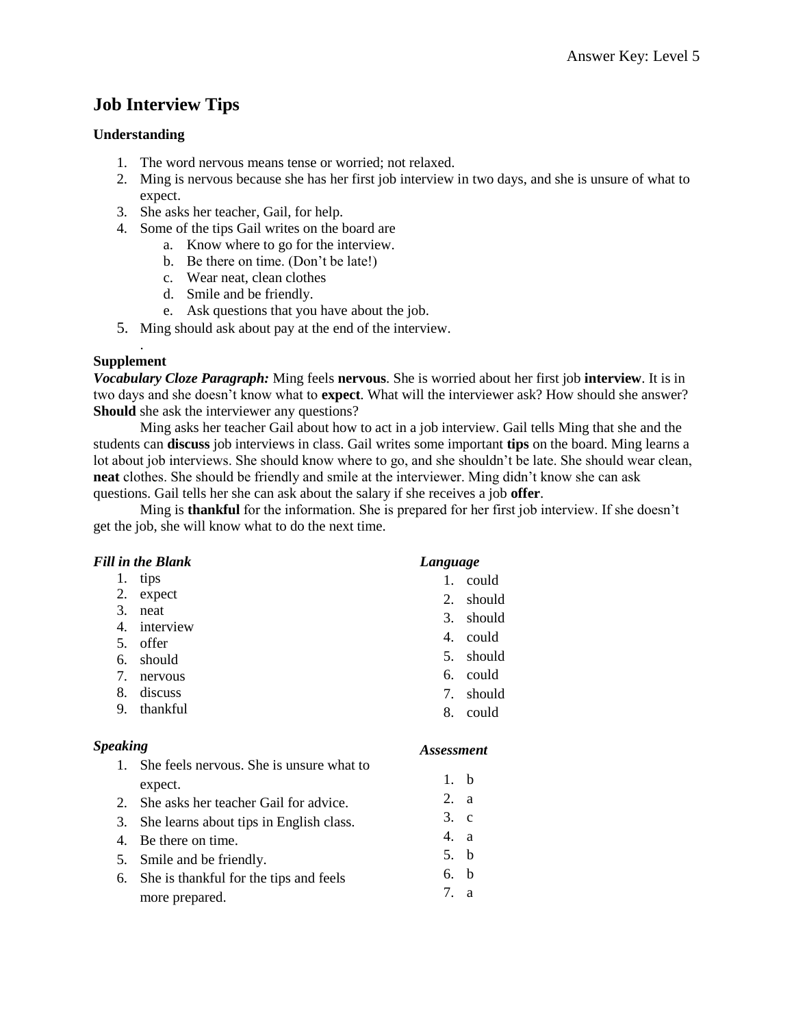Answer Key: Level 5

# Job Interview Tips

### Understanding

1. The word nervous means tense or worried; not relaxed.
2. Ming is nervous because she has her first job interview in two days, and she is unsure of what to expect.
3. She asks her teacher, Gail, for help.
4. Some of the tips Gail writes on the board are
    a. Know where to go for the interview.
    b. Be there on time. (Don't be late!)
    c. Wear neat, clean clothes
    d. Smile and be friendly.
    e. Ask questions that you have about the job.
5. Ming should ask about pay at the end of the interview.

.

### Supplement

***Vocabulary Cloze Paragraph:*** Ming feels **nervous**. She is worried about her first job **interview**. It is in two days and she doesn't know what to **expect**. What will the interviewer ask? How should she answer? **Should** she ask the interviewer any questions?

Ming asks her teacher Gail about how to act in a job interview. Gail tells Ming that she and the students can **discuss** job interviews in class. Gail writes some important **tips** on the board. Ming learns a lot about job interviews. She should know where to go, and she shouldn't be late. She should wear clean, **neat** clothes. She should be friendly and smile at the interviewer. Ming didn't know she can ask questions. Gail tells her she can ask about the salary if she receives a job **offer**.

Ming is **thankful** for the information. She is prepared for her first job interview. If she doesn't get the job, she will know what to do the next time.

***Fill in the Blank***

1. tips
2. expect
3. neat
4. interview
5. offer
6. should
7. nervous
8. discuss
9. thankful

***Speaking***

1. She feels nervous. She is unsure what to expect.
2. She asks her teacher Gail for advice.
3. She learns about tips in English class.
4. Be there on time.
5. Smile and be friendly.
6. She is thankful for the tips and feels more prepared.

***Language***

1. could
2. should
3. should
4. could
5. should
6. could
7. should
8. could

***Assessment***

1. b
2. a
3. c
4. a
5. b
6. b
7. a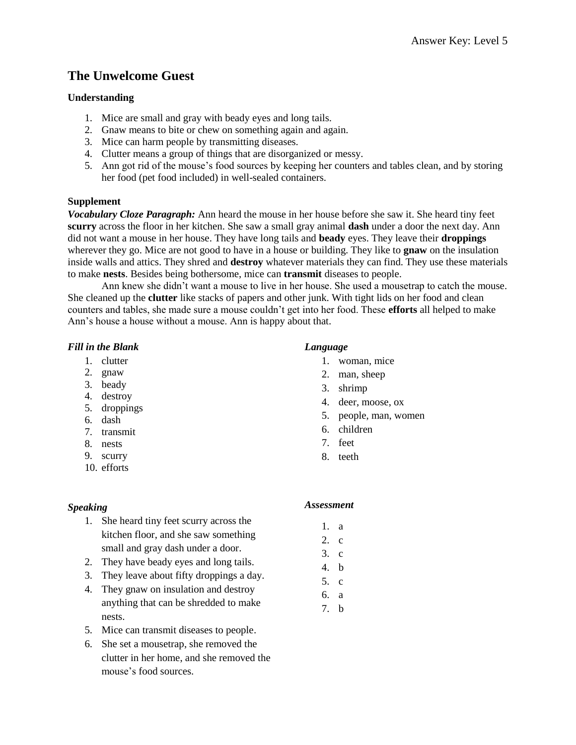# The Unwelcome Guest

**Understanding**

1. Mice are small and gray with beady eyes and long tails.
2. Gnaw means to bite or chew on something again and again.
3. Mice can harm people by transmitting diseases.
4. Clutter means a group of things that are disorganized or messy.
5. Ann got rid of the mouse's food sources by keeping her counters and tables clean, and by storing her food (pet food included) in well-sealed containers.

**Supplement**

***Vocabulary Cloze Paragraph:*** Ann heard the mouse in her house before she saw it. She heard tiny feet **scurry** across the floor in her kitchen. She saw a small gray animal **dash** under a door the next day. Ann did not want a mouse in her house. They have long tails and **beady** eyes. They leave their **droppings** wherever they go. Mice are not good to have in a house or building. They like to **gnaw** on the insulation inside walls and attics. They shred and **destroy** whatever materials they can find. They use these materials to make **nests**. Besides being bothersome, mice can **transmit** diseases to people.

Ann knew she didn't want a mouse to live in her house. She used a mousetrap to catch the mouse. She cleaned up the **clutter** like stacks of papers and other junk. With tight lids on her food and clean counters and tables, she made sure a mouse couldn't get into her food. These **efforts** all helped to make Ann's house a house without a mouse. Ann is happy about that.

***Fill in the Blank***

1. clutter
2. gnaw
3. beady
4. destroy
5. droppings
6. dash
7. transmit
8. nests
9. scurry
10. efforts

***Language***

1. woman, mice
2. man, sheep
3. shrimp
4. deer, moose, ox
5. people, man, women
6. children
7. feet
8. teeth

***Speaking***

1. She heard tiny feet scurry across the kitchen floor, and she saw something small and gray dash under a door.
2. They have beady eyes and long tails.
3. They leave about fifty droppings a day.
4. They gnaw on insulation and destroy anything that can be shredded to make nests.
5. Mice can transmit diseases to people.
6. She set a mousetrap, she removed the clutter in her home, and she removed the mouse's food sources.

***Assessment***

1. a
2. c
3. c
4. b
5. c
6. a
7. b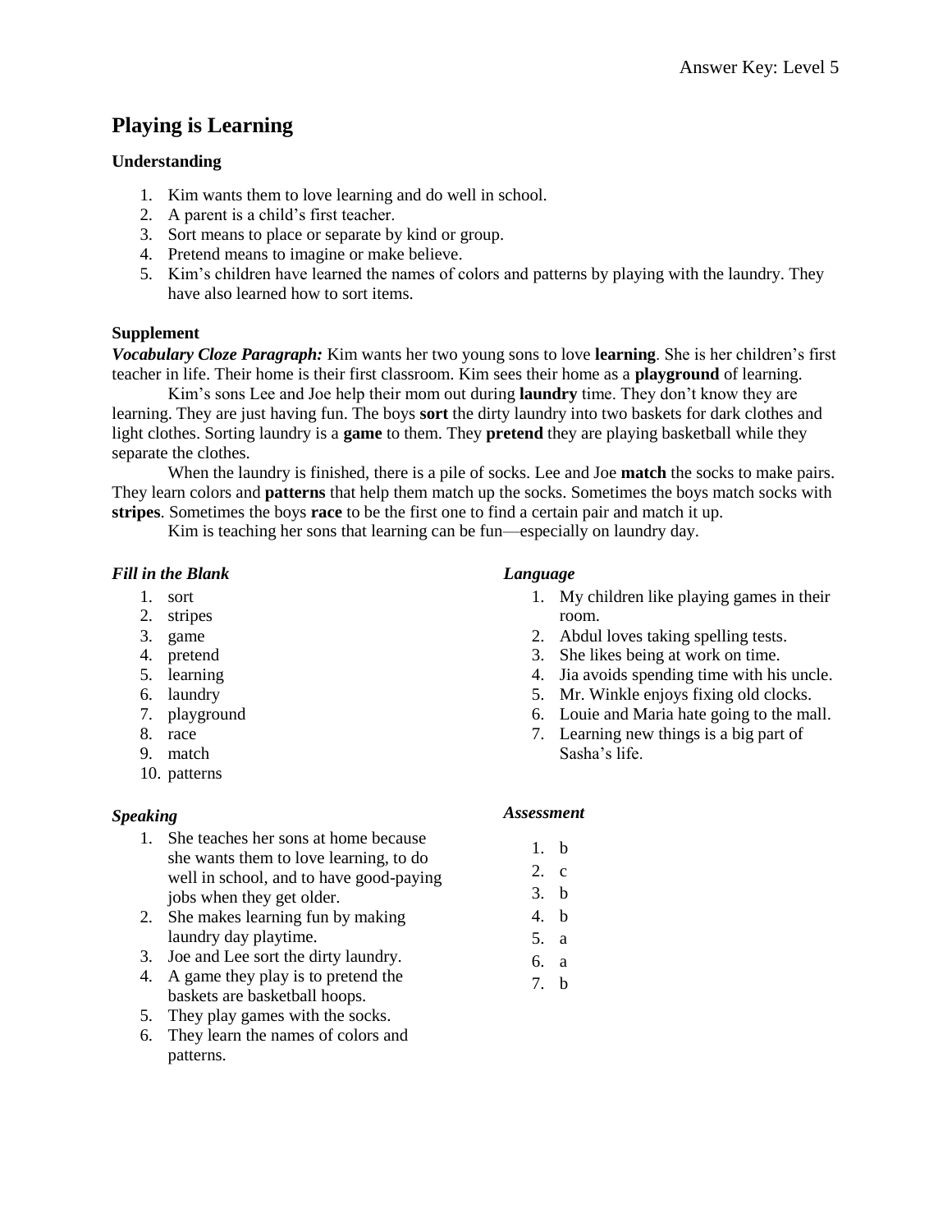# Playing is Learning

### Understanding

1. Kim wants them to love learning and do well in school.
2. A parent is a child's first teacher.
3. Sort means to place or separate by kind or group.
4. Pretend means to imagine or make believe.
5. Kim's children have learned the names of colors and patterns by playing with the laundry. They have also learned how to sort items.

### Supplement

***Vocabulary Cloze Paragraph:*** Kim wants her two young sons to love **learning**. She is her children's first teacher in life. Their home is their first classroom. Kim sees their home as a **playground** of learning.

Kim's sons Lee and Joe help their mom out during **laundry** time. They don't know they are learning. They are just having fun. The boys **sort** the dirty laundry into two baskets for dark clothes and light clothes. Sorting laundry is a **game** to them. They **pretend** they are playing basketball while they separate the clothes.

When the laundry is finished, there is a pile of socks. Lee and Joe **match** the socks to make pairs. They learn colors and **patterns** that help them match up the socks. Sometimes the boys match socks with **stripes**. Sometimes the boys **race** to be the first one to find a certain pair and match it up.

Kim is teaching her sons that learning can be fun—especially on laundry day.

### *Fill in the Blank*

1. sort
2. stripes
3. game
4. pretend
5. learning
6. laundry
7. playground
8. race
9. match
10. patterns

### *Speaking*

1. She teaches her sons at home because she wants them to love learning, to do well in school, and to have good-paying jobs when they get older.
2. She makes learning fun by making laundry day playtime.
3. Joe and Lee sort the dirty laundry.
4. A game they play is to pretend the baskets are basketball hoops.
5. They play games with the socks.
6. They learn the names of colors and patterns.

### *Language*

1. My children like playing games in their room.
2. Abdul loves taking spelling tests.
3. She likes being at work on time.
4. Jia avoids spending time with his uncle.
5. Mr. Winkle enjoys fixing old clocks.
6. Louie and Maria hate going to the mall.
7. Learning new things is a big part of Sasha's life.

### *Assessment*

1. b
2. c
3. b
4. b
5. a
6. a
7. b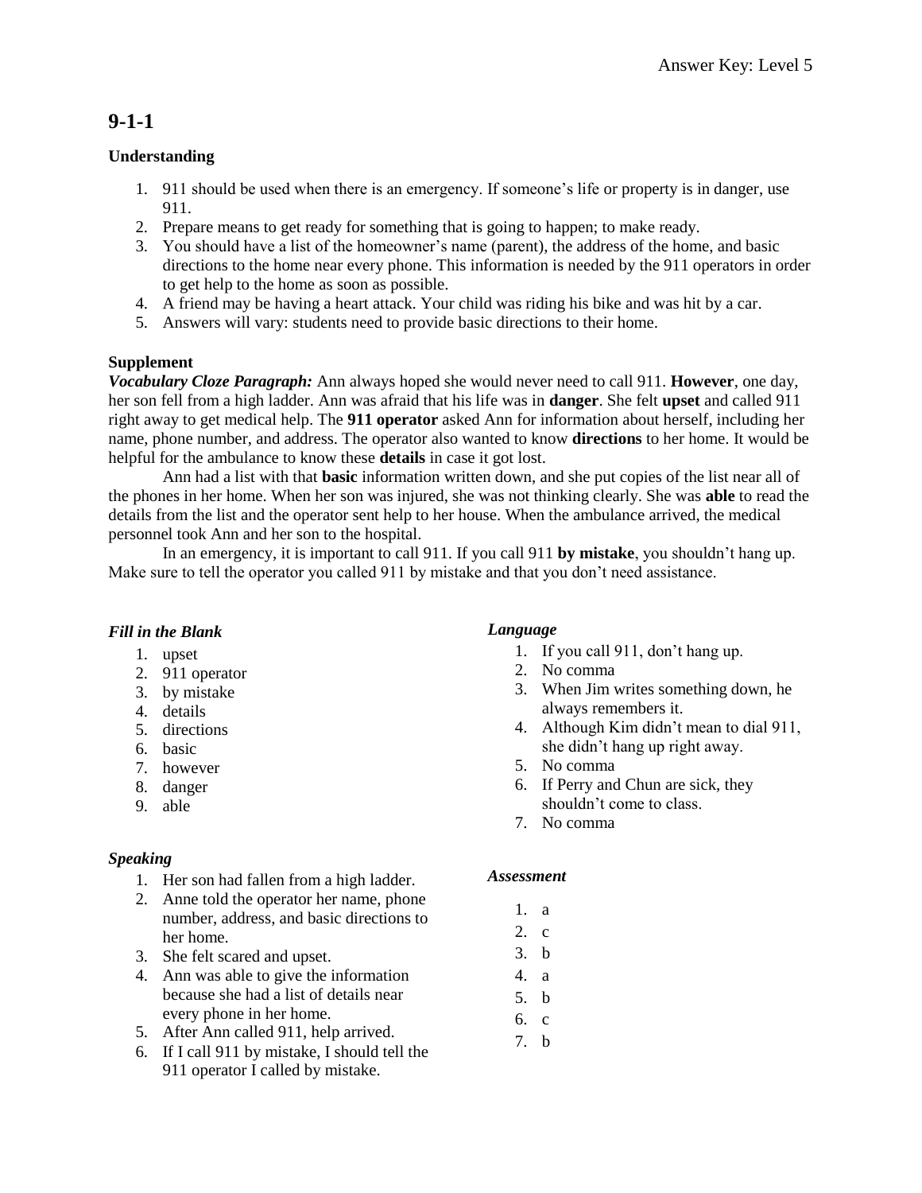# 9-1-1

### Understanding

1. 911 should be used when there is an emergency. If someone's life or property is in danger, use 911.
2. Prepare means to get ready for something that is going to happen; to make ready.
3. You should have a list of the homeowner's name (parent), the address of the home, and basic directions to the home near every phone. This information is needed by the 911 operators in order to get help to the home as soon as possible.
4. A friend may be having a heart attack. Your child was riding his bike and was hit by a car.
5. Answers will vary: students need to provide basic directions to their home.

### Supplement

***Vocabulary Cloze Paragraph:*** Ann always hoped she would never need to call 911. **However**, one day, her son fell from a high ladder. Ann was afraid that his life was in **danger**. She felt **upset** and called 911 right away to get medical help. The **911 operator** asked Ann for information about herself, including her name, phone number, and address. The operator also wanted to know **directions** to her home. It would be helpful for the ambulance to know these **details** in case it got lost.

Ann had a list with that **basic** information written down, and she put copies of the list near all of the phones in her home. When her son was injured, she was not thinking clearly. She was **able** to read the details from the list and the operator sent help to her house. When the ambulance arrived, the medical personnel took Ann and her son to the hospital.

In an emergency, it is important to call 911. If you call 911 **by mistake**, you shouldn't hang up. Make sure to tell the operator you called 911 by mistake and that you don't need assistance.

### *Fill in the Blank*

1. upset
2. 911 operator
3. by mistake
4. details
5. directions
6. basic
7. however
8. danger
9. able

### *Speaking*

1. Her son had fallen from a high ladder.
2. Anne told the operator her name, phone number, address, and basic directions to her home.
3. She felt scared and upset.
4. Ann was able to give the information because she had a list of details near every phone in her home.
5. After Ann called 911, help arrived.
6. If I call 911 by mistake, I should tell the 911 operator I called by mistake.

### *Language*

1. If you call 911, don't hang up.
2. No comma
3. When Jim writes something down, he always remembers it.
4. Although Kim didn't mean to dial 911, she didn't hang up right away.
5. No comma
6. If Perry and Chun are sick, they shouldn't come to class.
7. No comma

### *Assessment*

1. a
2. c
3. b
4. a
5. b
6. c
7. b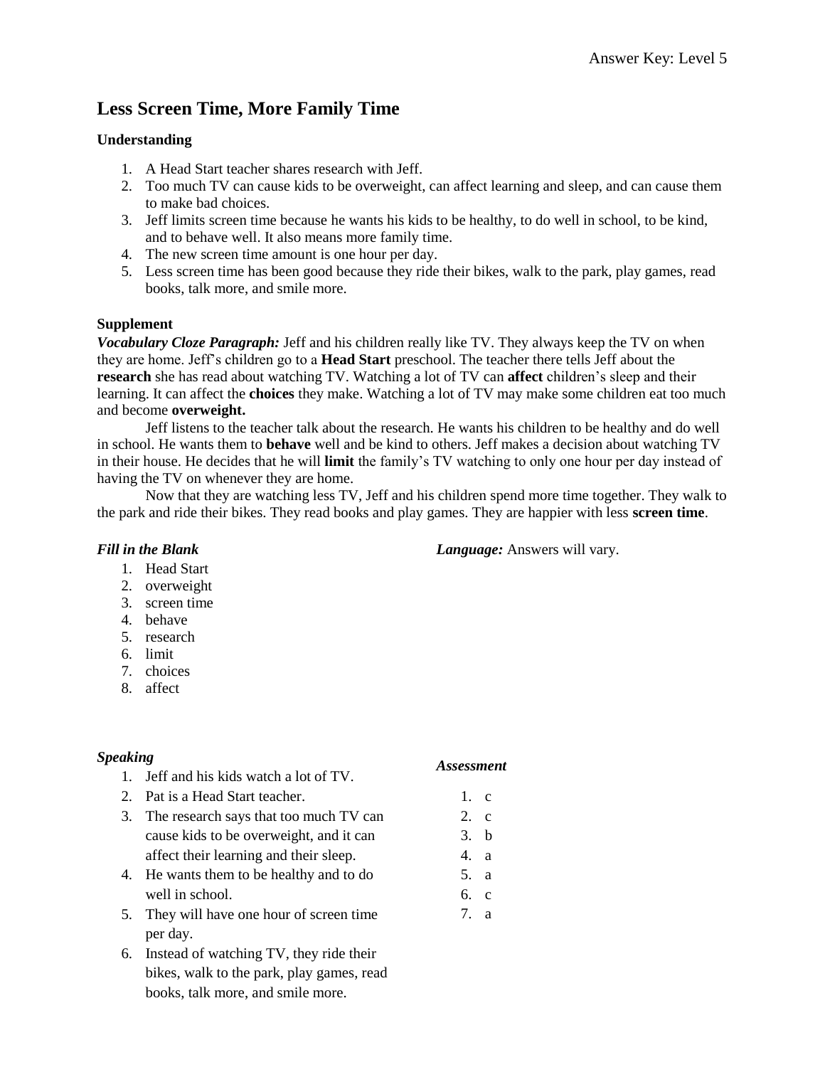Answer Key: Level 5

## Less Screen Time, More Family Time

### Understanding

1. A Head Start teacher shares research with Jeff.
2. Too much TV can cause kids to be overweight, can affect learning and sleep, and can cause them to make bad choices.
3. Jeff limits screen time because he wants his kids to be healthy, to do well in school, to be kind, and to behave well. It also means more family time.
4. The new screen time amount is one hour per day.
5. Less screen time has been good because they ride their bikes, walk to the park, play games, read books, talk more, and smile more.

### Supplement

***Vocabulary Cloze Paragraph:*** Jeff and his children really like TV. They always keep the TV on when they are home. Jeff's children go to a **Head Start** preschool. The teacher there tells Jeff about the **research** she has read about watching TV. Watching a lot of TV can **affect** children's sleep and their learning. It can affect the **choices** they make. Watching a lot of TV may make some children eat too much and become **overweight.**

Jeff listens to the teacher talk about the research. He wants his children to be healthy and do well in school. He wants them to **behave** well and be kind to others. Jeff makes a decision about watching TV in their house. He decides that he will **limit** the family's TV watching to only one hour per day instead of having the TV on whenever they are home.

Now that they are watching less TV, Jeff and his children spend more time together. They walk to the park and ride their bikes. They read books and play games. They are happier with less **screen time**.

***Fill in the Blank***

1. Head Start
2. overweight
3. screen time
4. behave
5. research
6. limit
7. choices
8. affect

***Language:*** Answers will vary.

***Speaking***

1. Jeff and his kids watch a lot of TV.
2. Pat is a Head Start teacher.
3. The research says that too much TV can cause kids to be overweight, and it can affect their learning and their sleep.
4. He wants them to be healthy and to do well in school.
5. They will have one hour of screen time per day.
6. Instead of watching TV, they ride their bikes, walk to the park, play games, read books, talk more, and smile more.

***Assessment***

1. c
2. c
3. b
4. a
5. a
6. c
7. a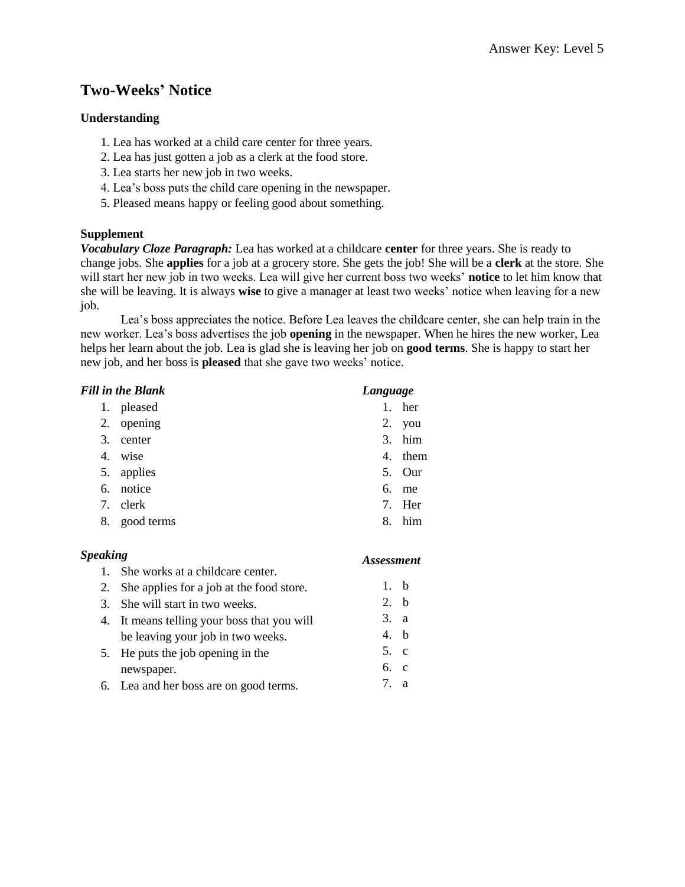# Two-Weeks' Notice

### Understanding

1. Lea has worked at a child care center for three years.
2. Lea has just gotten a job as a clerk at the food store.
3. Lea starts her new job in two weeks.
4. Lea's boss puts the child care opening in the newspaper.
5. Pleased means happy or feeling good about something.

### Supplement

***Vocabulary Cloze Paragraph:*** Lea has worked at a childcare **center** for three years. She is ready to change jobs. She **applies** for a job at a grocery store. She gets the job! She will be a **clerk** at the store. She will start her new job in two weeks. Lea will give her current boss two weeks' **notice** to let him know that she will be leaving. It is always **wise** to give a manager at least two weeks' notice when leaving for a new job.

Lea's boss appreciates the notice. Before Lea leaves the childcare center, she can help train in the new worker. Lea's boss advertises the job **opening** in the newspaper. When he hires the new worker, Lea helps her learn about the job. Lea is glad she is leaving her job on **good terms**. She is happy to start her new job, and her boss is **pleased** that she gave two weeks' notice.

***Fill in the Blank***

1. pleased
2. opening
3. center
4. wise
5. applies
6. notice
7. clerk
8. good terms

***Language***

1. her
2. you
3. him
4. them
5. Our
6. me
7. Her
8. him

***Speaking***

1. She works at a childcare center.
2. She applies for a job at the food store.
3. She will start in two weeks.
4. It means telling your boss that you will be leaving your job in two weeks.
5. He puts the job opening in the newspaper.
6. Lea and her boss are on good terms.

***Assessment***

1. b
2. b
3. a
4. b
5. c
6. c
7. a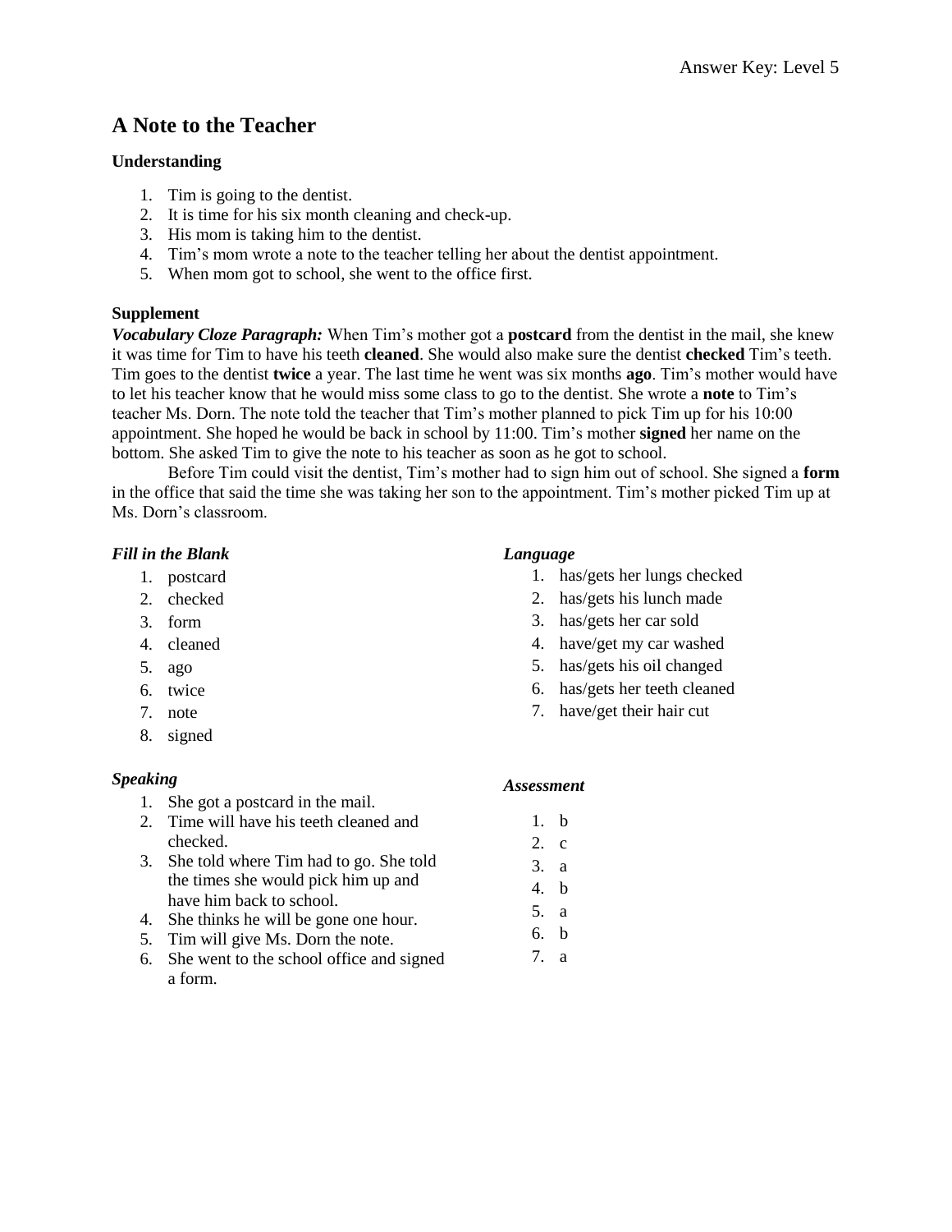## A Note to the Teacher

**Understanding**

1. Tim is going to the dentist.
2. It is time for his six month cleaning and check-up.
3. His mom is taking him to the dentist.
4. Tim's mom wrote a note to the teacher telling her about the dentist appointment.
5. When mom got to school, she went to the office first.

**Supplement**

***Vocabulary Cloze Paragraph:*** When Tim's mother got a **postcard** from the dentist in the mail, she knew it was time for Tim to have his teeth **cleaned**. She would also make sure the dentist **checked** Tim's teeth. Tim goes to the dentist **twice** a year. The last time he went was six months **ago**. Tim's mother would have to let his teacher know that he would miss some class to go to the dentist. She wrote a **note** to Tim's teacher Ms. Dorn. The note told the teacher that Tim's mother planned to pick Tim up for his 10:00 appointment. She hoped he would be back in school by 11:00. Tim's mother **signed** her name on the bottom. She asked Tim to give the note to his teacher as soon as he got to school.

Before Tim could visit the dentist, Tim's mother had to sign him out of school. She signed a **form** in the office that said the time she was taking her son to the appointment. Tim's mother picked Tim up at Ms. Dorn's classroom.

***Fill in the Blank***

1. postcard
2. checked
3. form
4. cleaned
5. ago
6. twice
7. note
8. signed

***Speaking***

1. She got a postcard in the mail.
2. Time will have his teeth cleaned and checked.
3. She told where Tim had to go. She told the times she would pick him up and have him back to school.
4. She thinks he will be gone one hour.
5. Tim will give Ms. Dorn the note.
6. She went to the school office and signed a form.

***Language***

1. has/gets her lungs checked
2. has/gets his lunch made
3. has/gets her car sold
4. have/get my car washed
5. has/gets his oil changed
6. has/gets her teeth cleaned
7. have/get their hair cut

***Assessment***

1. b
2. c
3. a
4. b
5. a
6. b
7. a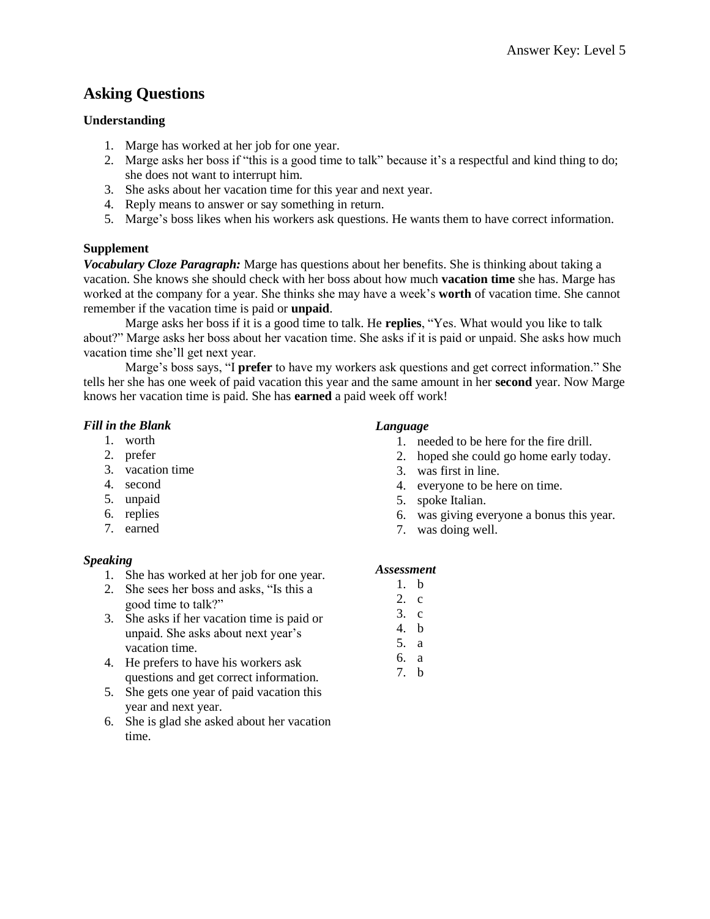# Asking Questions

### Understanding

1. Marge has worked at her job for one year.
2. Marge asks her boss if "this is a good time to talk" because it's a respectful and kind thing to do; she does not want to interrupt him.
3. She asks about her vacation time for this year and next year.
4. Reply means to answer or say something in return.
5. Marge's boss likes when his workers ask questions. He wants them to have correct information.

### Supplement

***Vocabulary Cloze Paragraph:*** Marge has questions about her benefits. She is thinking about taking a vacation. She knows she should check with her boss about how much **vacation time** she has. Marge has worked at the company for a year. She thinks she may have a week's **worth** of vacation time. She cannot remember if the vacation time is paid or **unpaid**.

Marge asks her boss if it is a good time to talk. He **replies**, "Yes. What would you like to talk about?" Marge asks her boss about her vacation time. She asks if it is paid or unpaid. She asks how much vacation time she'll get next year.

Marge's boss says, "I **prefer** to have my workers ask questions and get correct information." She tells her she has one week of paid vacation this year and the same amount in her **second** year. Now Marge knows her vacation time is paid. She has **earned** a paid week off work!

***Fill in the Blank***

1. worth
2. prefer
3. vacation time
4. second
5. unpaid
6. replies
7. earned

***Speaking***

1. She has worked at her job for one year.
2. She sees her boss and asks, "Is this a good time to talk?"
3. She asks if her vacation time is paid or unpaid. She asks about next year's vacation time.
4. He prefers to have his workers ask questions and get correct information.
5. She gets one year of paid vacation this year and next year.
6. She is glad she asked about her vacation time.

***Language***

1. needed to be here for the fire drill.
2. hoped she could go home early today.
3. was first in line.
4. everyone to be here on time.
5. spoke Italian.
6. was giving everyone a bonus this year.
7. was doing well.

***Assessment***

1. b
2. c
3. c
4. b
5. a
6. a
7. b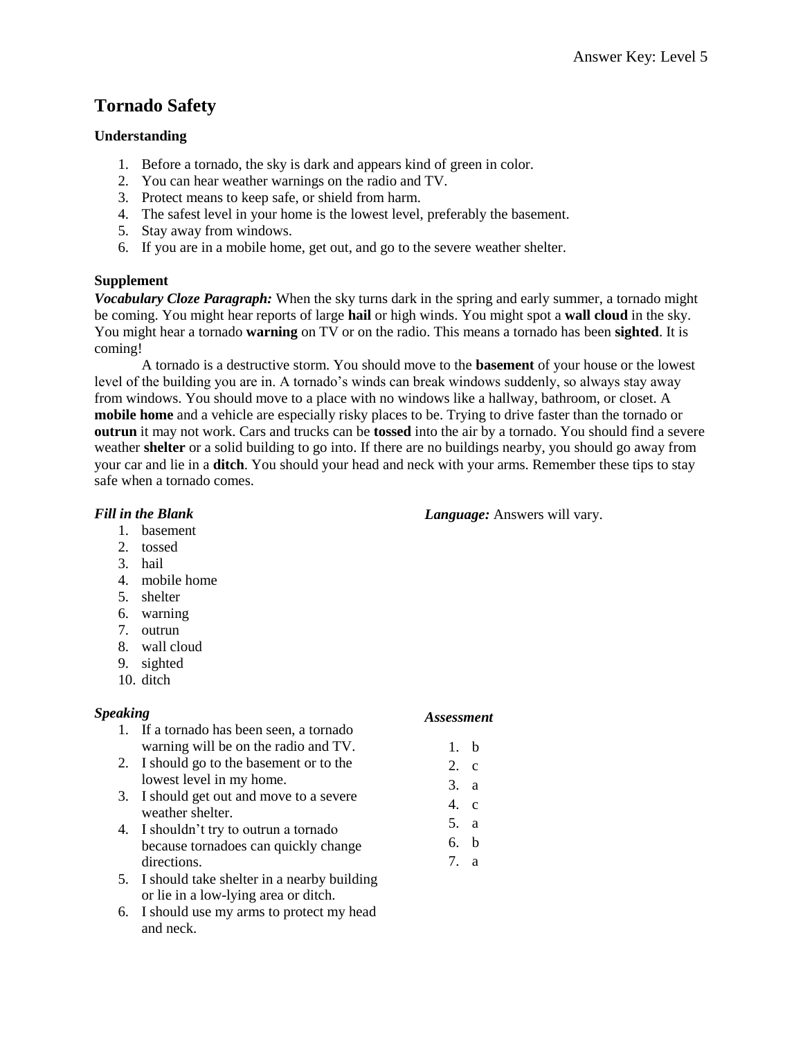# Tornado Safety

### Understanding

1. Before a tornado, the sky is dark and appears kind of green in color.
2. You can hear weather warnings on the radio and TV.
3. Protect means to keep safe, or shield from harm.
4. The safest level in your home is the lowest level, preferably the basement.
5. Stay away from windows.
6. If you are in a mobile home, get out, and go to the severe weather shelter.

### Supplement

***Vocabulary Cloze Paragraph:*** When the sky turns dark in the spring and early summer, a tornado might be coming. You might hear reports of large **hail** or high winds. You might spot a **wall cloud** in the sky. You might hear a tornado **warning** on TV or on the radio. This means a tornado has been **sighted**. It is coming!

A tornado is a destructive storm. You should move to the **basement** of your house or the lowest level of the building you are in. A tornado's winds can break windows suddenly, so always stay away from windows. You should move to a place with no windows like a hallway, bathroom, or closet. A **mobile home** and a vehicle are especially risky places to be. Trying to drive faster than the tornado or **outrun** it may not work. Cars and trucks can be **tossed** into the air by a tornado. You should find a severe weather **shelter** or a solid building to go into. If there are no buildings nearby, you should go away from your car and lie in a **ditch**. You should your head and neck with your arms. Remember these tips to stay safe when a tornado comes.

***Fill in the Blank***

1. basement
2. tossed
3. hail
4. mobile home
5. shelter
6. warning
7. outrun
8. wall cloud
9. sighted
10. ditch

***Language:*** Answers will vary.

***Speaking***

1. If a tornado has been seen, a tornado warning will be on the radio and TV.
2. I should go to the basement or to the lowest level in my home.
3. I should get out and move to a severe weather shelter.
4. I shouldn't try to outrun a tornado because tornadoes can quickly change directions.
5. I should take shelter in a nearby building or lie in a low-lying area or ditch.
6. I should use my arms to protect my head and neck.

***Assessment***

1. b
2. c
3. a
4. c
5. a
6. b
7. a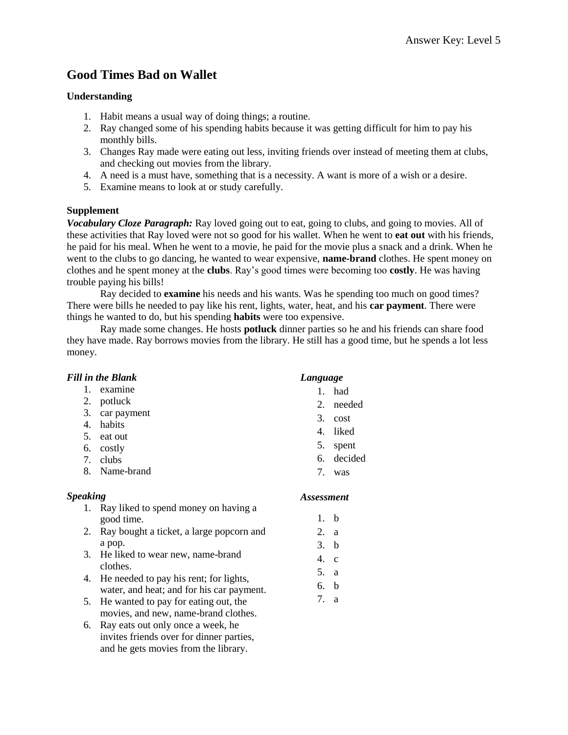# Good Times Bad on Wallet

**Understanding**

1. Habit means a usual way of doing things; a routine.
2. Ray changed some of his spending habits because it was getting difficult for him to pay his monthly bills.
3. Changes Ray made were eating out less, inviting friends over instead of meeting them at clubs, and checking out movies from the library.
4. A need is a must have, something that is a necessity. A want is more of a wish or a desire.
5. Examine means to look at or study carefully.

**Supplement**

***Vocabulary Cloze Paragraph:*** Ray loved going out to eat, going to clubs, and going to movies. All of these activities that Ray loved were not so good for his wallet. When he went to **eat out** with his friends, he paid for his meal. When he went to a movie, he paid for the movie plus a snack and a drink. When he went to the clubs to go dancing, he wanted to wear expensive, **name-brand** clothes. He spent money on clothes and he spent money at the **clubs**. Ray's good times were becoming too **costly**. He was having trouble paying his bills!

Ray decided to **examine** his needs and his wants. Was he spending too much on good times? There were bills he needed to pay like his rent, lights, water, heat, and his **car payment**. There were things he wanted to do, but his spending **habits** were too expensive.

Ray made some changes. He hosts **potluck** dinner parties so he and his friends can share food they have made. Ray borrows movies from the library. He still has a good time, but he spends a lot less money.

***Fill in the Blank***

1. examine
2. potluck
3. car payment
4. habits
5. eat out
6. costly
7. clubs
8. Name-brand

***Speaking***

1. Ray liked to spend money on having a good time.
2. Ray bought a ticket, a large popcorn and a pop.
3. He liked to wear new, name-brand clothes.
4. He needed to pay his rent; for lights, water, and heat; and for his car payment.
5. He wanted to pay for eating out, the movies, and new, name-brand clothes.
6. Ray eats out only once a week, he invites friends over for dinner parties, and he gets movies from the library.

***Language***

1. had
2. needed
3. cost
4. liked
5. spent
6. decided
7. was

***Assessment***

1. b
2. a
3. b
4. c
5. a
6. b
7. a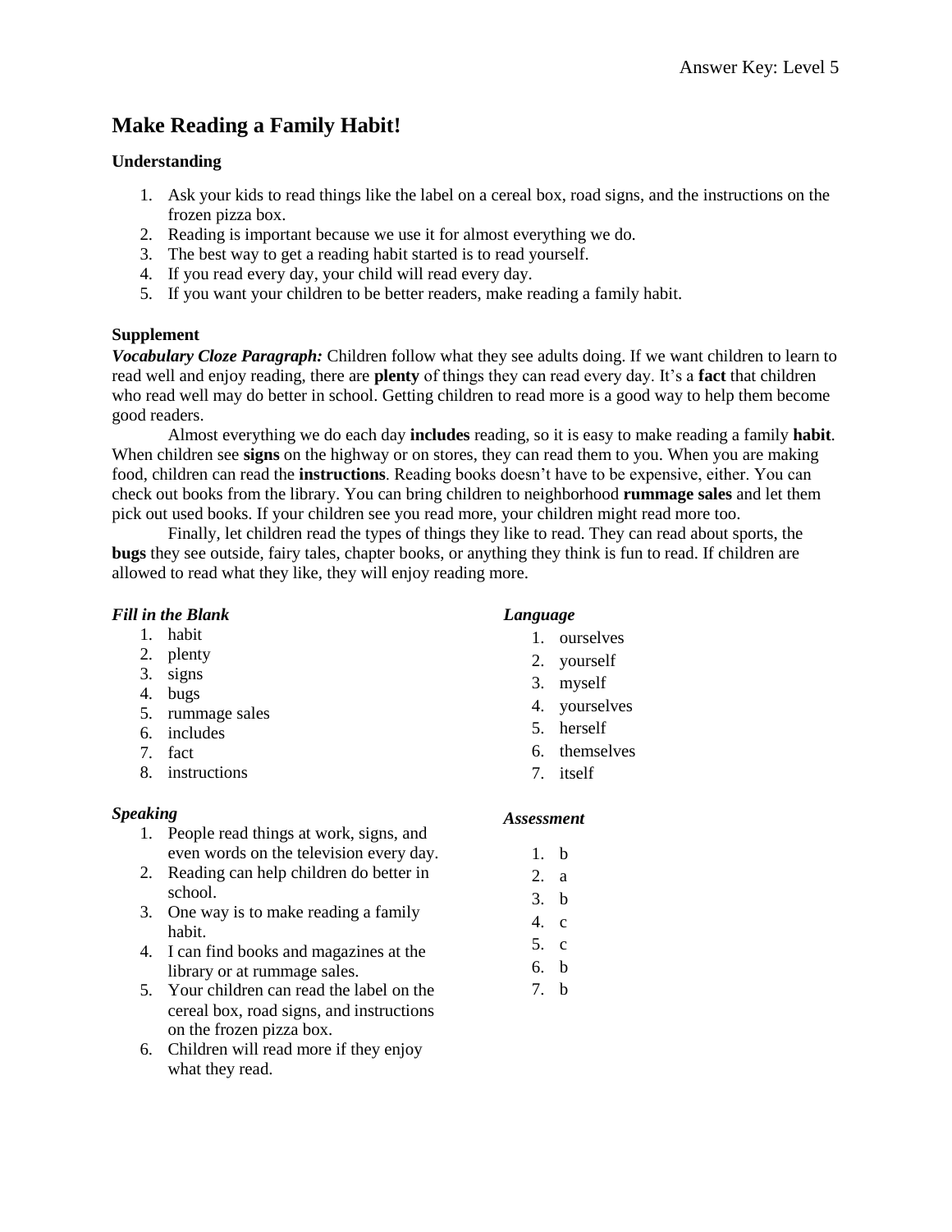# Make Reading a Family Habit!

**Understanding**

1. Ask your kids to read things like the label on a cereal box, road signs, and the instructions on the frozen pizza box.
2. Reading is important because we use it for almost everything we do.
3. The best way to get a reading habit started is to read yourself.
4. If you read every day, your child will read every day.
5. If you want your children to be better readers, make reading a family habit.

**Supplement**

***Vocabulary Cloze Paragraph:*** Children follow what they see adults doing. If we want children to learn to read well and enjoy reading, there are **plenty** of things they can read every day. It's a **fact** that children who read well may do better in school. Getting children to read more is a good way to help them become good readers.

Almost everything we do each day **includes** reading, so it is easy to make reading a family **habit**. When children see **signs** on the highway or on stores, they can read them to you. When you are making food, children can read the **instructions**. Reading books doesn't have to be expensive, either. You can check out books from the library. You can bring children to neighborhood **rummage sales** and let them pick out used books. If your children see you read more, your children might read more too.

Finally, let children read the types of things they like to read. They can read about sports, the **bugs** they see outside, fairy tales, chapter books, or anything they think is fun to read. If children are allowed to read what they like, they will enjoy reading more.

***Fill in the Blank***

1. habit
2. plenty
3. signs
4. bugs
5. rummage sales
6. includes
7. fact
8. instructions

***Speaking***

1. People read things at work, signs, and even words on the television every day.
2. Reading can help children do better in school.
3. One way is to make reading a family habit.
4. I can find books and magazines at the library or at rummage sales.
5. Your children can read the label on the cereal box, road signs, and instructions on the frozen pizza box.
6. Children will read more if they enjoy what they read.

***Language***

1. ourselves
2. yourself
3. myself
4. yourselves
5. herself
6. themselves
7. itself

***Assessment***

1. b
2. a
3. b
4. c
5. c
6. b
7. b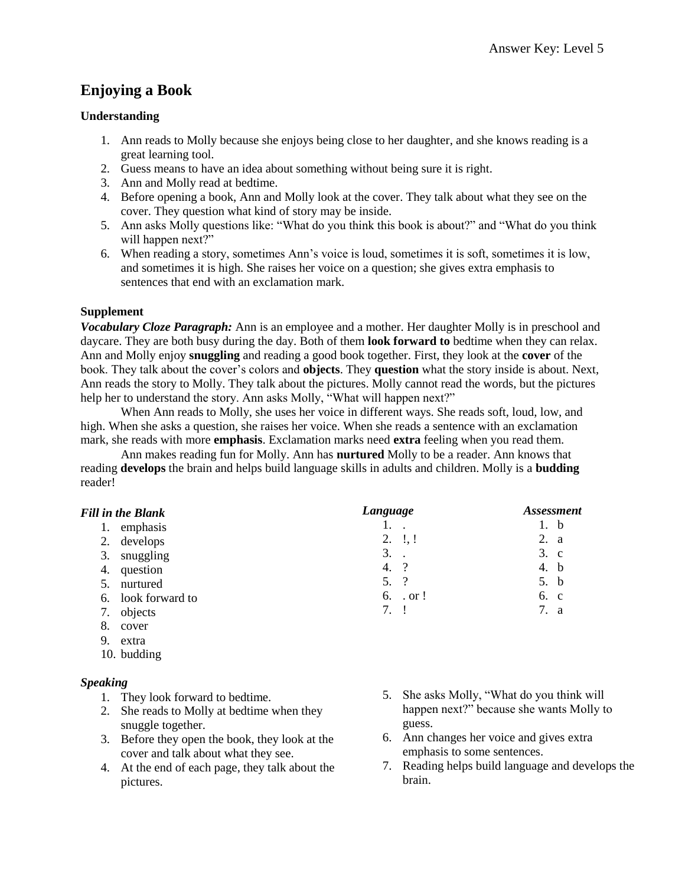# Enjoying a Book

### Understanding

1. Ann reads to Molly because she enjoys being close to her daughter, and she knows reading is a great learning tool.
2. Guess means to have an idea about something without being sure it is right.
3. Ann and Molly read at bedtime.
4. Before opening a book, Ann and Molly look at the cover. They talk about what they see on the cover. They question what kind of story may be inside.
5. Ann asks Molly questions like: "What do you think this book is about?" and "What do you think will happen next?"
6. When reading a story, sometimes Ann's voice is loud, sometimes it is soft, sometimes it is low, and sometimes it is high. She raises her voice on a question; she gives extra emphasis to sentences that end with an exclamation mark.

### Supplement

***Vocabulary Cloze Paragraph:*** Ann is an employee and a mother. Her daughter Molly is in preschool and daycare. They are both busy during the day. Both of them **look forward to** bedtime when they can relax. Ann and Molly enjoy **snuggling** and reading a good book together. First, they look at the **cover** of the book. They talk about the cover's colors and **objects**. They **question** what the story inside is about. Next, Ann reads the story to Molly. They talk about the pictures. Molly cannot read the words, but the pictures help her to understand the story. Ann asks Molly, "What will happen next?"

When Ann reads to Molly, she uses her voice in different ways. She reads soft, loud, low, and high. When she asks a question, she raises her voice. When she reads a sentence with an exclamation mark, she reads with more **emphasis**. Exclamation marks need **extra** feeling when you read them.

Ann makes reading fun for Molly. Ann has **nurtured** Molly to be a reader. Ann knows that reading **develops** the brain and helps build language skills in adults and children. Molly is a **budding** reader!

***Fill in the Blank***

1. emphasis
2. develops
3. snuggling
4. question
5. nurtured
6. look forward to
7. objects
8. cover
9. extra
10. budding

***Language***

1. .
2. !, !
3. .
4. ?
5. ?
6. . or !
7. !

***Assessment***

1. b
2. a
3. c
4. b
5. b
6. c
7. a

***Speaking***

1. They look forward to bedtime.
2. She reads to Molly at bedtime when they snuggle together.
3. Before they open the book, they look at the cover and talk about what they see.
4. At the end of each page, they talk about the pictures.
5. She asks Molly, "What do you think will happen next?" because she wants Molly to guess.
6. Ann changes her voice and gives extra emphasis to some sentences.
7. Reading helps build language and develops the brain.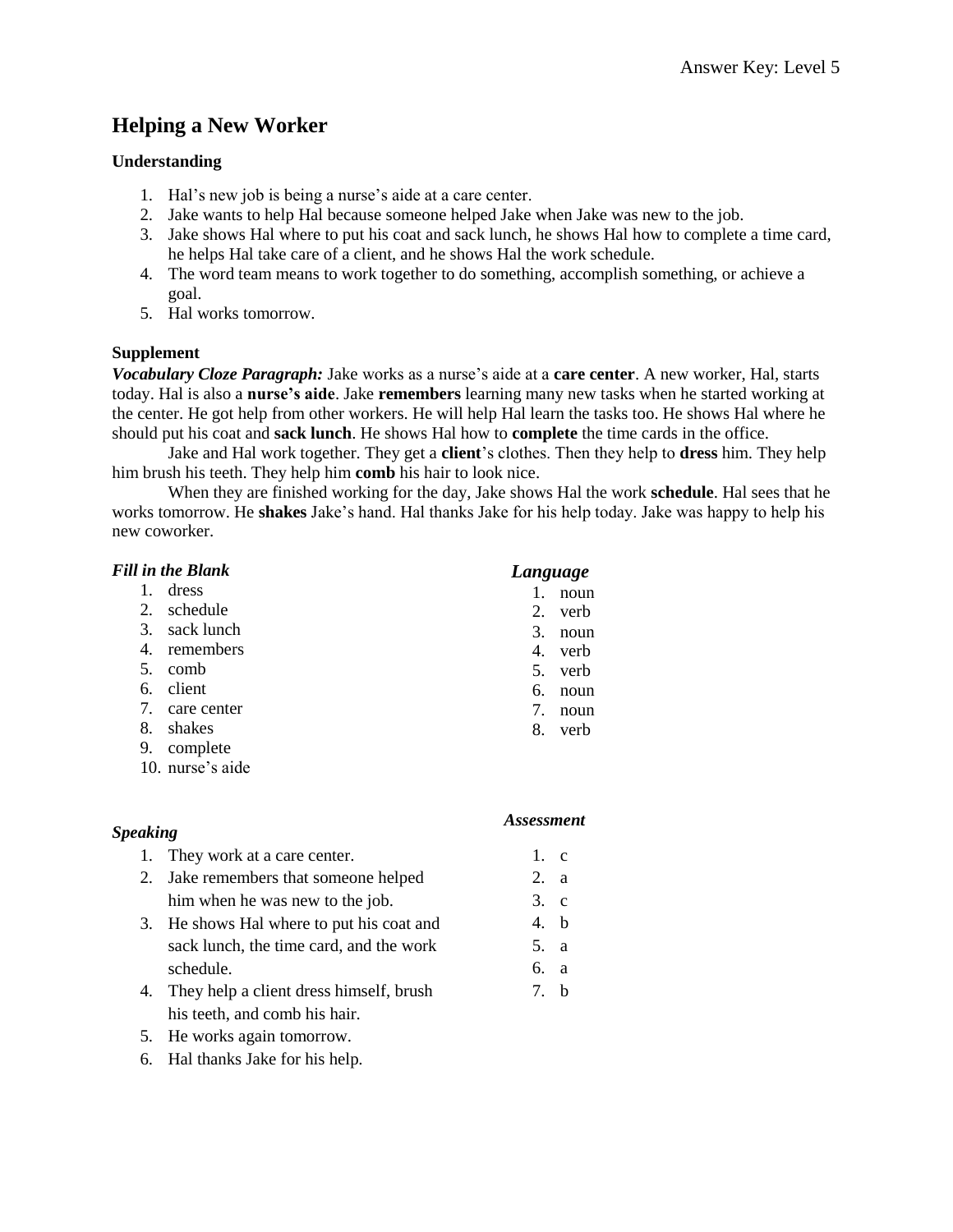# Helping a New Worker

### Understanding

1. Hal's new job is being a nurse's aide at a care center.
2. Jake wants to help Hal because someone helped Jake when Jake was new to the job.
3. Jake shows Hal where to put his coat and sack lunch, he shows Hal how to complete a time card, he helps Hal take care of a client, and he shows Hal the work schedule.
4. The word team means to work together to do something, accomplish something, or achieve a goal.
5. Hal works tomorrow.

### Supplement

***Vocabulary Cloze Paragraph:*** Jake works as a nurse's aide at a **care center**. A new worker, Hal, starts today. Hal is also a **nurse's aide**. Jake **remembers** learning many new tasks when he started working at the center. He got help from other workers. He will help Hal learn the tasks too. He shows Hal where he should put his coat and **sack lunch**. He shows Hal how to **complete** the time cards in the office.

Jake and Hal work together. They get a **client**'s clothes. Then they help to **dress** him. They help him brush his teeth. They help him **comb** his hair to look nice.

When they are finished working for the day, Jake shows Hal the work **schedule**. Hal sees that he works tomorrow. He **shakes** Jake's hand. Hal thanks Jake for his help today. Jake was happy to help his new coworker.

***Fill in the Blank***

1. dress
2. schedule
3. sack lunch
4. remembers
5. comb
6. client
7. care center
8. shakes
9. complete
10. nurse's aide

***Language***

1. noun
2. verb
3. noun
4. verb
5. verb
6. noun
7. noun
8. verb

***Speaking***

1. They work at a care center.
2. Jake remembers that someone helped him when he was new to the job.
3. He shows Hal where to put his coat and sack lunch, the time card, and the work schedule.
4. They help a client dress himself, brush his teeth, and comb his hair.
5. He works again tomorrow.
6. Hal thanks Jake for his help.

***Assessment***

1. c
2. a
3. c
4. b
5. a
6. a
7. b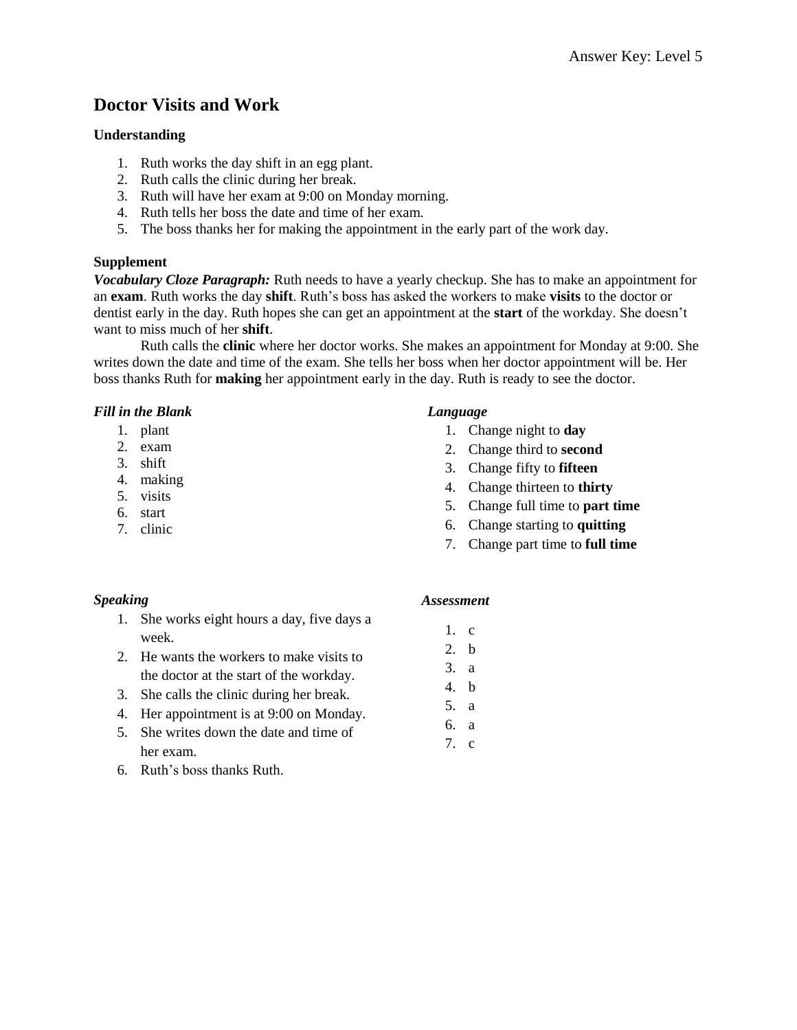# Doctor Visits and Work

### Understanding

1. Ruth works the day shift in an egg plant.
2. Ruth calls the clinic during her break.
3. Ruth will have her exam at 9:00 on Monday morning.
4. Ruth tells her boss the date and time of her exam.
5. The boss thanks her for making the appointment in the early part of the work day.

### Supplement

***Vocabulary Cloze Paragraph:*** Ruth needs to have a yearly checkup. She has to make an appointment for an **exam**. Ruth works the day **shift**. Ruth's boss has asked the workers to make **visits** to the doctor or dentist early in the day. Ruth hopes she can get an appointment at the **start** of the workday. She doesn't want to miss much of her **shift**.

Ruth calls the **clinic** where her doctor works. She makes an appointment for Monday at 9:00. She writes down the date and time of the exam. She tells her boss when her doctor appointment will be. Her boss thanks Ruth for **making** her appointment early in the day. Ruth is ready to see the doctor.

***Fill in the Blank***

1. plant
2. exam
3. shift
4. making
5. visits
6. start
7. clinic

***Language***

1. Change night to **day**
2. Change third to **second**
3. Change fifty to **fifteen**
4. Change thirteen to **thirty**
5. Change full time to **part time**
6. Change starting to **quitting**
7. Change part time to **full time**

***Speaking***

1. She works eight hours a day, five days a week.
2. He wants the workers to make visits to the doctor at the start of the workday.
3. She calls the clinic during her break.
4. Her appointment is at 9:00 on Monday.
5. She writes down the date and time of her exam.
6. Ruth's boss thanks Ruth.

***Assessment***

1. c
2. b
3. a
4. b
5. a
6. a
7. c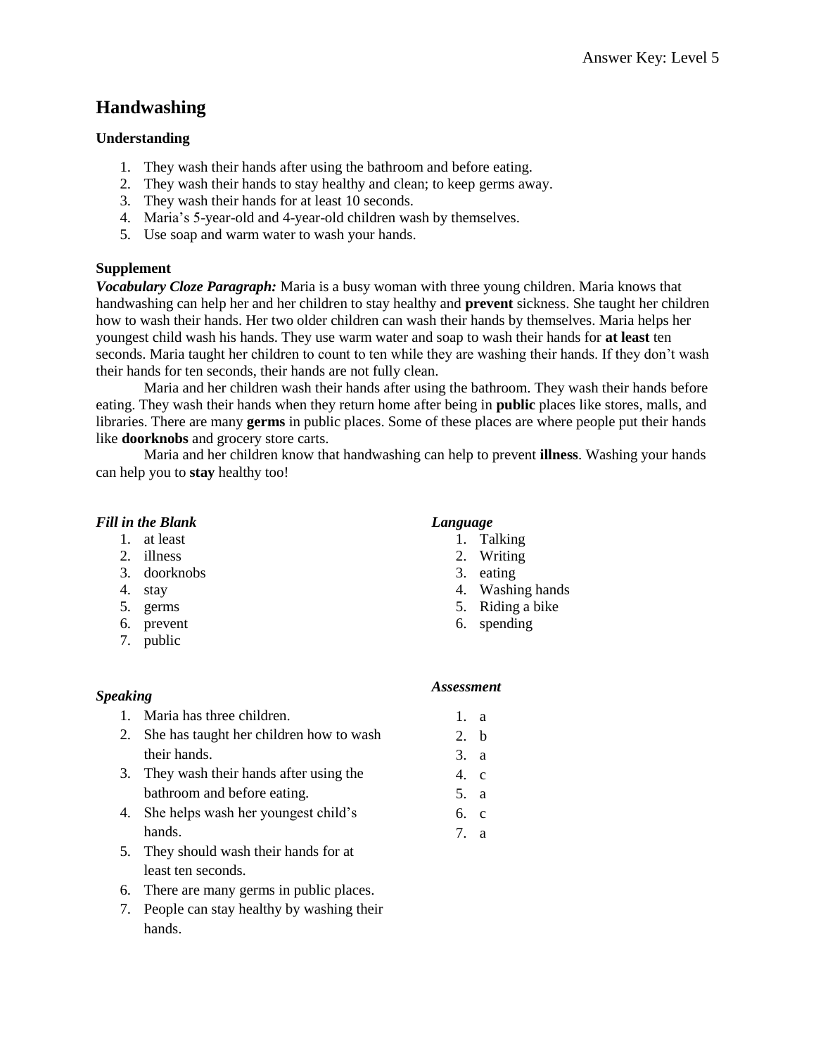# Handwashing

**Understanding**

1. They wash their hands after using the bathroom and before eating.
2. They wash their hands to stay healthy and clean; to keep germs away.
3. They wash their hands for at least 10 seconds.
4. Maria's 5-year-old and 4-year-old children wash by themselves.
5. Use soap and warm water to wash your hands.

**Supplement**

***Vocabulary Cloze Paragraph:*** Maria is a busy woman with three young children. Maria knows that handwashing can help her and her children to stay healthy and **prevent** sickness. She taught her children how to wash their hands. Her two older children can wash their hands by themselves. Maria helps her youngest child wash his hands. They use warm water and soap to wash their hands for **at least** ten seconds. Maria taught her children to count to ten while they are washing their hands. If they don't wash their hands for ten seconds, their hands are not fully clean.

Maria and her children wash their hands after using the bathroom. They wash their hands before eating. They wash their hands when they return home after being in **public** places like stores, malls, and libraries. There are many **germs** in public places. Some of these places are where people put their hands like **doorknobs** and grocery store carts.

Maria and her children know that handwashing can help to prevent **illness**. Washing your hands can help you to **stay** healthy too!

***Fill in the Blank***

1. at least
2. illness
3. doorknobs
4. stay
5. germs
6. prevent
7. public

***Language***

1. Talking
2. Writing
3. eating
4. Washing hands
5. Riding a bike
6. spending

***Speaking***

1. Maria has three children.
2. She has taught her children how to wash their hands.
3. They wash their hands after using the bathroom and before eating.
4. She helps wash her youngest child's hands.
5. They should wash their hands for at least ten seconds.
6. There are many germs in public places.
7. People can stay healthy by washing their hands.

***Assessment***

1. a
2. b
3. a
4. c
5. a
6. c
7. a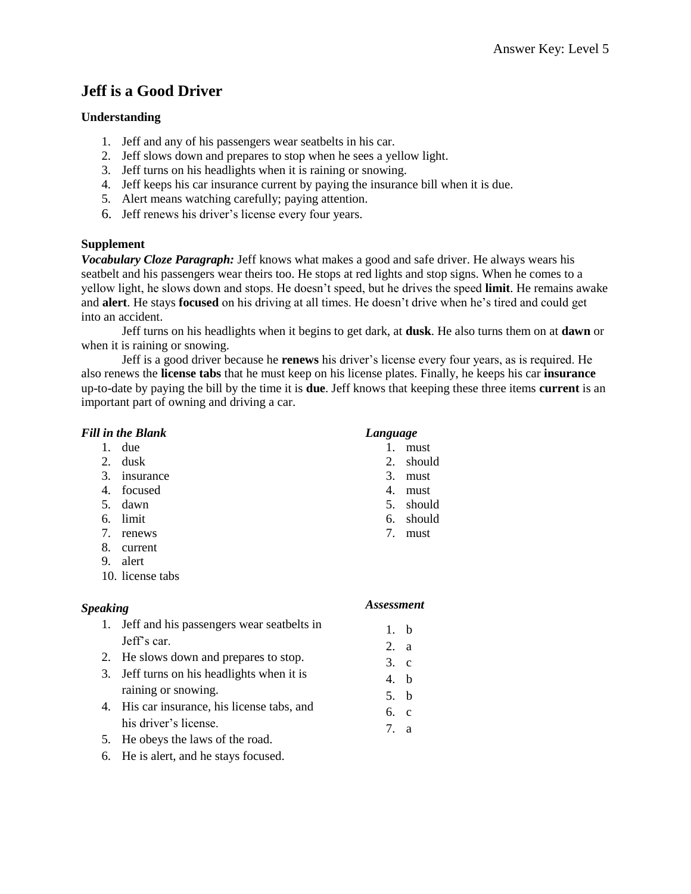# Jeff is a Good Driver

### Understanding

1. Jeff and any of his passengers wear seatbelts in his car.
2. Jeff slows down and prepares to stop when he sees a yellow light.
3. Jeff turns on his headlights when it is raining or snowing.
4. Jeff keeps his car insurance current by paying the insurance bill when it is due.
5. Alert means watching carefully; paying attention.
6. Jeff renews his driver's license every four years.

### Supplement

***Vocabulary Cloze Paragraph:*** Jeff knows what makes a good and safe driver. He always wears his seatbelt and his passengers wear theirs too. He stops at red lights and stop signs. When he comes to a yellow light, he slows down and stops. He doesn't speed, but he drives the speed **limit**. He remains awake and **alert**. He stays **focused** on his driving at all times. He doesn't drive when he's tired and could get into an accident.

Jeff turns on his headlights when it begins to get dark, at **dusk**. He also turns them on at **dawn** or when it is raining or snowing.

Jeff is a good driver because he **renews** his driver's license every four years, as is required. He also renews the **license tabs** that he must keep on his license plates. Finally, he keeps his car **insurance** up-to-date by paying the bill by the time it is **due**. Jeff knows that keeping these three items **current** is an important part of owning and driving a car.

***Fill in the Blank***

1. due
2. dusk
3. insurance
4. focused
5. dawn
6. limit
7. renews
8. current
9. alert
10. license tabs

***Language***

1. must
2. should
3. must
4. must
5. should
6. should
7. must

***Speaking***

1. Jeff and his passengers wear seatbelts in Jeff's car.
2. He slows down and prepares to stop.
3. Jeff turns on his headlights when it is raining or snowing.
4. His car insurance, his license tabs, and his driver's license.
5. He obeys the laws of the road.
6. He is alert, and he stays focused.

***Assessment***

1. b
2. a
3. c
4. b
5. b
6. c
7. a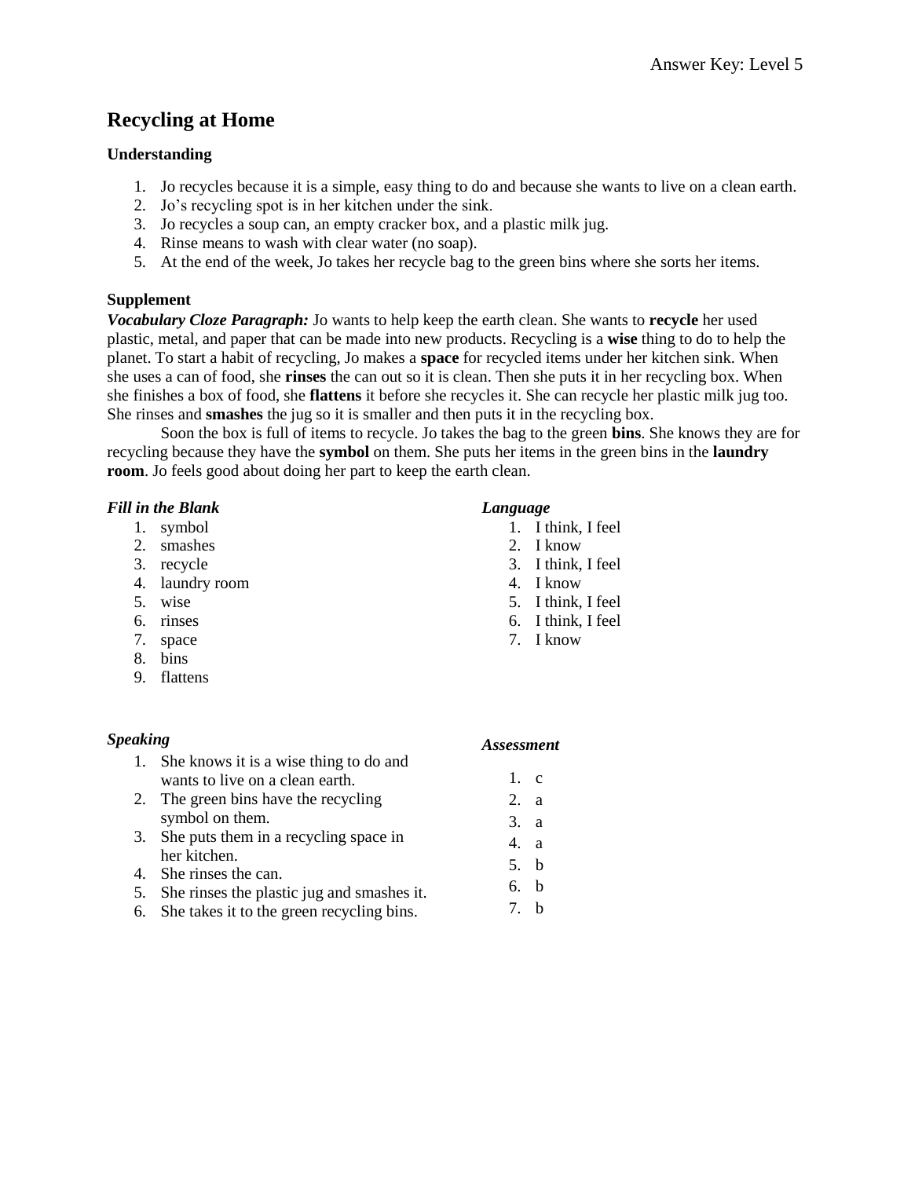Answer Key: Level 5

# Recycling at Home

### Understanding

1. Jo recycles because it is a simple, easy thing to do and because she wants to live on a clean earth.
2. Jo's recycling spot is in her kitchen under the sink.
3. Jo recycles a soup can, an empty cracker box, and a plastic milk jug.
4. Rinse means to wash with clear water (no soap).
5. At the end of the week, Jo takes her recycle bag to the green bins where she sorts her items.

### Supplement

***Vocabulary Cloze Paragraph:*** Jo wants to help keep the earth clean. She wants to **recycle** her used plastic, metal, and paper that can be made into new products. Recycling is a **wise** thing to do to help the planet. To start a habit of recycling, Jo makes a **space** for recycled items under her kitchen sink. When she uses a can of food, she **rinses** the can out so it is clean. Then she puts it in her recycling box. When she finishes a box of food, she **flattens** it before she recycles it. She can recycle her plastic milk jug too. She rinses and **smashes** the jug so it is smaller and then puts it in the recycling box.

Soon the box is full of items to recycle. Jo takes the bag to the green **bins**. She knows they are for recycling because they have the **symbol** on them. She puts her items in the green bins in the **laundry room**. Jo feels good about doing her part to keep the earth clean.

***Fill in the Blank***

1. symbol
2. smashes
3. recycle
4. laundry room
5. wise
6. rinses
7. space
8. bins
9. flattens

***Language***

1. I think, I feel
2. I know
3. I think, I feel
4. I know
5. I think, I feel
6. I think, I feel
7. I know

***Speaking***

1. She knows it is a wise thing to do and wants to live on a clean earth.
2. The green bins have the recycling symbol on them.
3. She puts them in a recycling space in her kitchen.
4. She rinses the can.
5. She rinses the plastic jug and smashes it.
6. She takes it to the green recycling bins.

***Assessment***

1. c
2. a
3. a
4. a
5. b
6. b
7. b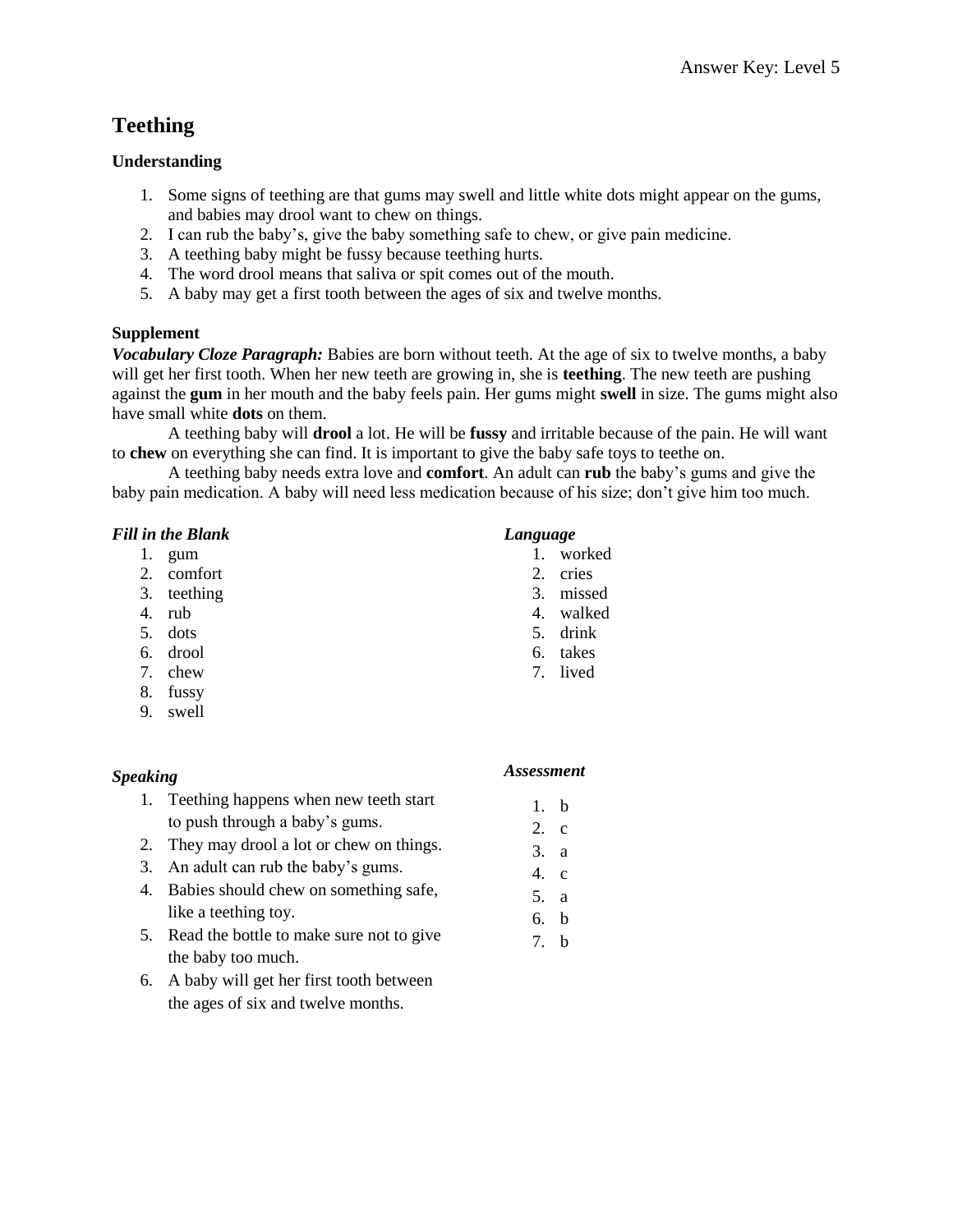# Teething

### Understanding

1. Some signs of teething are that gums may swell and little white dots might appear on the gums, and babies may drool want to chew on things.
2. I can rub the baby's, give the baby something safe to chew, or give pain medicine.
3. A teething baby might be fussy because teething hurts.
4. The word drool means that saliva or spit comes out of the mouth.
5. A baby may get a first tooth between the ages of six and twelve months.

### Supplement

***Vocabulary Cloze Paragraph:*** Babies are born without teeth. At the age of six to twelve months, a baby will get her first tooth. When her new teeth are growing in, she is **teething**. The new teeth are pushing against the **gum** in her mouth and the baby feels pain. Her gums might **swell** in size. The gums might also have small white **dots** on them.

A teething baby will **drool** a lot. He will be **fussy** and irritable because of the pain. He will want to **chew** on everything she can find. It is important to give the baby safe toys to teethe on.

A teething baby needs extra love and **comfort**. An adult can **rub** the baby's gums and give the baby pain medication. A baby will need less medication because of his size; don't give him too much.

***Fill in the Blank***

1. gum
2. comfort
3. teething
4. rub
5. dots
6. drool
7. chew
8. fussy
9. swell

***Language***

1. worked
2. cries
3. missed
4. walked
5. drink
6. takes
7. lived

***Speaking***

1. Teething happens when new teeth start to push through a baby's gums.
2. They may drool a lot or chew on things.
3. An adult can rub the baby's gums.
4. Babies should chew on something safe, like a teething toy.
5. Read the bottle to make sure not to give the baby too much.
6. A baby will get her first tooth between the ages of six and twelve months.

***Assessment***

1. b
2. c
3. a
4. c
5. a
6. b
7. b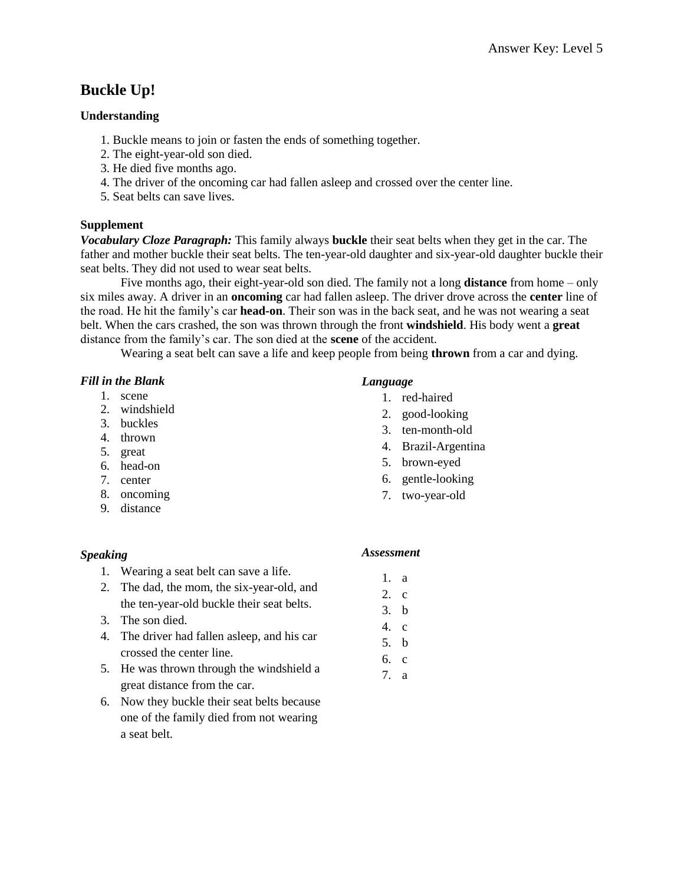# Buckle Up!

### Understanding

1. Buckle means to join or fasten the ends of something together.
2. The eight-year-old son died.
3. He died five months ago.
4. The driver of the oncoming car had fallen asleep and crossed over the center line.
5. Seat belts can save lives.

### Supplement

***Vocabulary Cloze Paragraph:*** This family always **buckle** their seat belts when they get in the car. The father and mother buckle their seat belts. The ten-year-old daughter and six-year-old daughter buckle their seat belts. They did not used to wear seat belts.

Five months ago, their eight-year-old son died. The family not a long **distance** from home – only six miles away. A driver in an **oncoming** car had fallen asleep. The driver drove across the **center** line of the road. He hit the family's car **head-on**. Their son was in the back seat, and he was not wearing a seat belt. When the cars crashed, the son was thrown through the front **windshield**. His body went a **great** distance from the family's car. The son died at the **scene** of the accident.

Wearing a seat belt can save a life and keep people from being **thrown** from a car and dying.

***Fill in the Blank***

1. scene
2. windshield
3. buckles
4. thrown
5. great
6. head-on
7. center
8. oncoming
9. distance

***Language***

1. red-haired
2. good-looking
3. ten-month-old
4. Brazil-Argentina
5. brown-eyed
6. gentle-looking
7. two-year-old

***Speaking***

1. Wearing a seat belt can save a life.
2. The dad, the mom, the six-year-old, and the ten-year-old buckle their seat belts.
3. The son died.
4. The driver had fallen asleep, and his car crossed the center line.
5. He was thrown through the windshield a great distance from the car.
6. Now they buckle their seat belts because one of the family died from not wearing a seat belt.

***Assessment***

1. a
2. c
3. b
4. c
5. b
6. c
7. a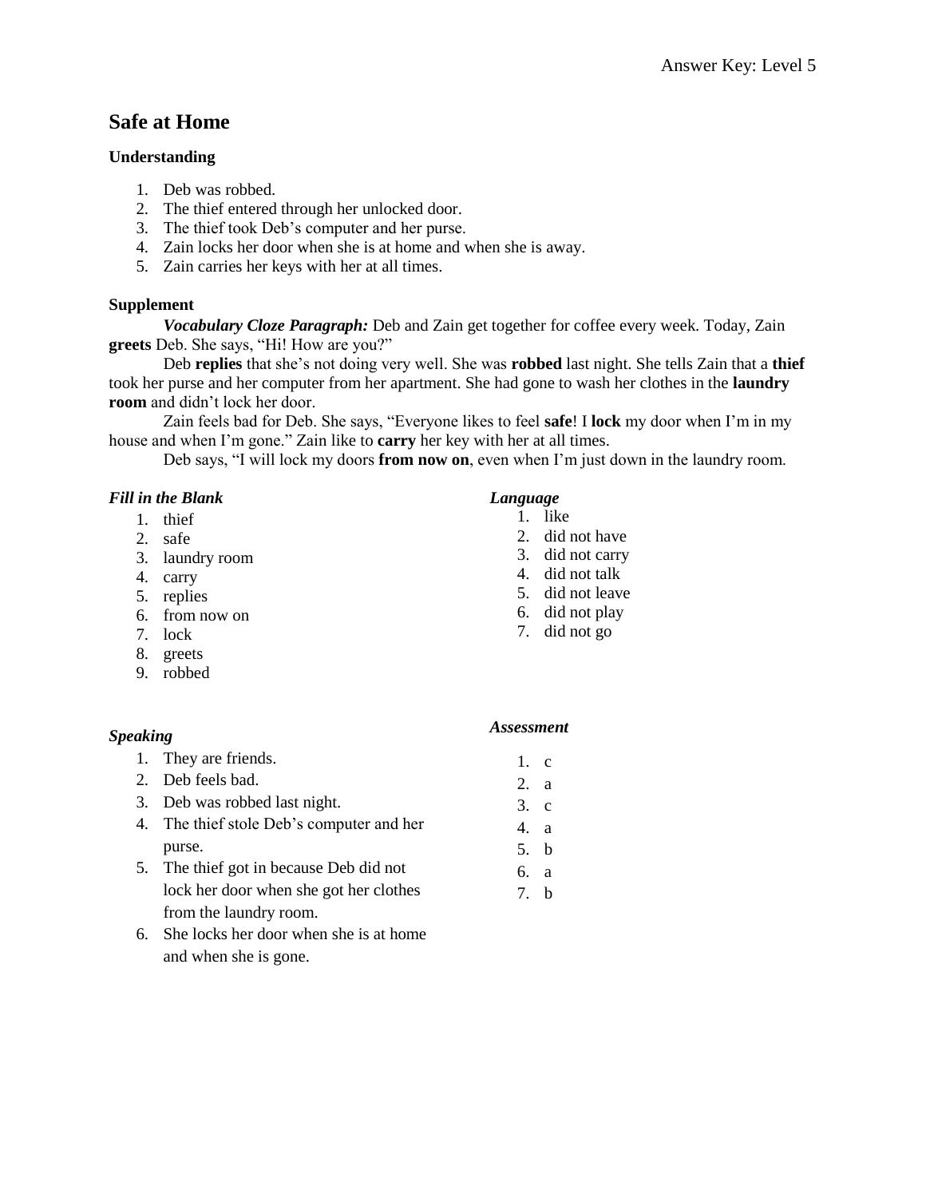# Safe at Home

### Understanding

1. Deb was robbed.
2. The thief entered through her unlocked door.
3. The thief took Deb's computer and her purse.
4. Zain locks her door when she is at home and when she is away.
5. Zain carries her keys with her at all times.

### Supplement

***Vocabulary Cloze Paragraph:*** Deb and Zain get together for coffee every week. Today, Zain **greets** Deb. She says, "Hi! How are you?"

Deb **replies** that she's not doing very well. She was **robbed** last night. She tells Zain that a **thief** took her purse and her computer from her apartment. She had gone to wash her clothes in the **laundry room** and didn't lock her door.

Zain feels bad for Deb. She says, "Everyone likes to feel **safe**! I **lock** my door when I'm in my house and when I'm gone." Zain like to **carry** her key with her at all times.

Deb says, "I will lock my doors **from now on**, even when I'm just down in the laundry room.

***Fill in the Blank***

1. thief
2. safe
3. laundry room
4. carry
5. replies
6. from now on
7. lock
8. greets
9. robbed

***Language***

1. like
2. did not have
3. did not carry
4. did not talk
5. did not leave
6. did not play
7. did not go

***Speaking***

1. They are friends.
2. Deb feels bad.
3. Deb was robbed last night.
4. The thief stole Deb's computer and her purse.
5. The thief got in because Deb did not lock her door when she got her clothes from the laundry room.
6. She locks her door when she is at home and when she is gone.

***Assessment***

1. c
2. a
3. c
4. a
5. b
6. a
7. b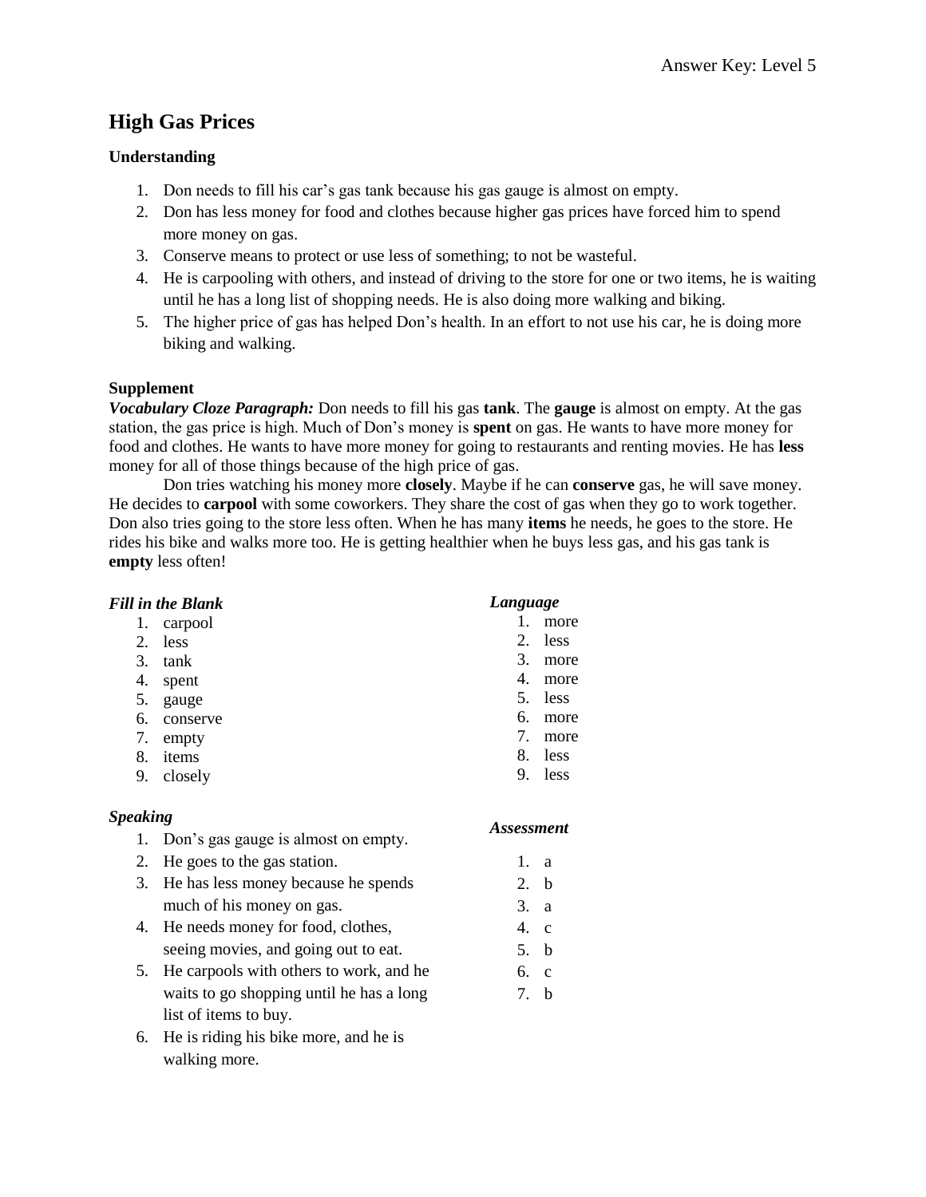## High Gas Prices

### Understanding

1. Don needs to fill his car's gas tank because his gas gauge is almost on empty.
2. Don has less money for food and clothes because higher gas prices have forced him to spend more money on gas.
3. Conserve means to protect or use less of something; to not be wasteful.
4. He is carpooling with others, and instead of driving to the store for one or two items, he is waiting until he has a long list of shopping needs. He is also doing more walking and biking.
5. The higher price of gas has helped Don's health. In an effort to not use his car, he is doing more biking and walking.

### Supplement

***Vocabulary Cloze Paragraph:*** Don needs to fill his gas **tank**. The **gauge** is almost on empty. At the gas station, the gas price is high. Much of Don's money is **spent** on gas. He wants to have more money for food and clothes. He wants to have more money for going to restaurants and renting movies. He has **less** money for all of those things because of the high price of gas.

Don tries watching his money more **closely**. Maybe if he can **conserve** gas, he will save money. He decides to **carpool** with some coworkers. They share the cost of gas when they go to work together. Don also tries going to the store less often. When he has many **items** he needs, he goes to the store. He rides his bike and walks more too. He is getting healthier when he buys less gas, and his gas tank is **empty** less often!

***Fill in the Blank***

1. carpool
2. less
3. tank
4. spent
5. gauge
6. conserve
7. empty
8. items
9. closely

***Speaking***

1. Don's gas gauge is almost on empty.
2. He goes to the gas station.
3. He has less money because he spends much of his money on gas.
4. He needs money for food, clothes, seeing movies, and going out to eat.
5. He carpools with others to work, and he waits to go shopping until he has a long list of items to buy.
6. He is riding his bike more, and he is walking more.

***Language***

1. more
2. less
3. more
4. more
5. less
6. more
7. more
8. less
9. less

***Assessment***

1. a
2. b
3. a
4. c
5. b
6. c
7. b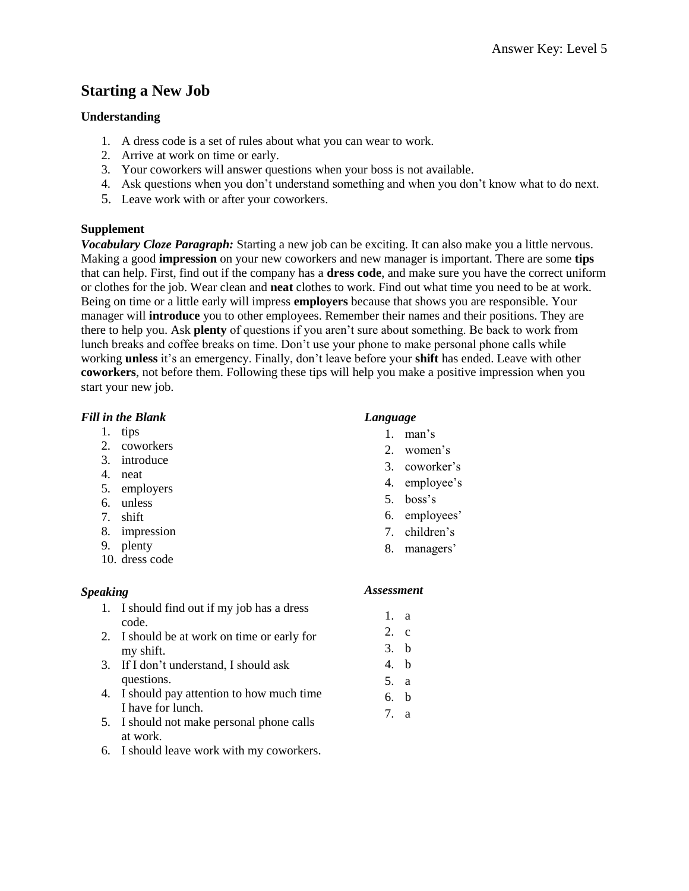Answer Key: Level 5

# Starting a New Job

### Understanding

1. A dress code is a set of rules about what you can wear to work.
2. Arrive at work on time or early.
3. Your coworkers will answer questions when your boss is not available.
4. Ask questions when you don't understand something and when you don't know what to do next.
5. Leave work with or after your coworkers.

### Supplement

***Vocabulary Cloze Paragraph:*** Starting a new job can be exciting. It can also make you a little nervous. Making a good **impression** on your new coworkers and new manager is important. There are some **tips** that can help. First, find out if the company has a **dress code**, and make sure you have the correct uniform or clothes for the job. Wear clean and **neat** clothes to work. Find out what time you need to be at work. Being on time or a little early will impress **employers** because that shows you are responsible. Your manager will **introduce** you to other employees. Remember their names and their positions. They are there to help you. Ask **plenty** of questions if you aren't sure about something. Be back to work from lunch breaks and coffee breaks on time. Don't use your phone to make personal phone calls while working **unless** it's an emergency. Finally, don't leave before your **shift** has ended. Leave with other **coworkers**, not before them. Following these tips will help you make a positive impression when you start your new job.

***Fill in the Blank***

1. tips
2. coworkers
3. introduce
4. neat
5. employers
6. unless
7. shift
8. impression
9. plenty
10. dress code

***Speaking***

1. I should find out if my job has a dress code.
2. I should be at work on time or early for my shift.
3. If I don't understand, I should ask questions.
4. I should pay attention to how much time I have for lunch.
5. I should not make personal phone calls at work.
6. I should leave work with my coworkers.

***Language***

1. man's
2. women's
3. coworker's
4. employee's
5. boss's
6. employees'
7. children's
8. managers'

***Assessment***

1. a
2. c
3. b
4. b
5. a
6. b
7. a